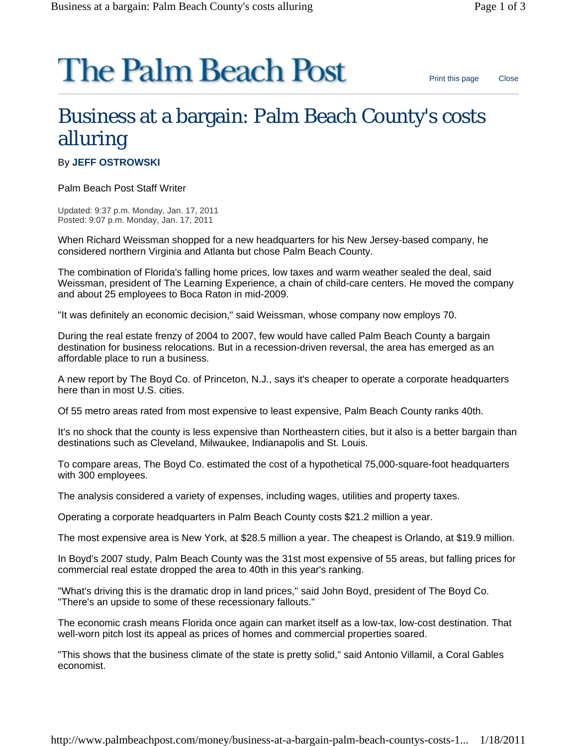# The Palm Beach Post

# Business at a bargain: Palm Beach County's costs alluring

By **JEFF OSTROWSKI**

Palm Beach Post Staff Writer

Updated: 9:37 p.m. Monday, Jan. 17, 2011
Posted: 9:07 p.m. Monday, Jan. 17, 2011

When Richard Weissman shopped for a new headquarters for his New Jersey-based company, he considered northern Virginia and Atlanta but chose Palm Beach County.

The combination of Florida's falling home prices, low taxes and warm weather sealed the deal, said Weissman, president of The Learning Experience, a chain of child-care centers. He moved the company and about 25 employees to Boca Raton in mid-2009.

"It was definitely an economic decision," said Weissman, whose company now employs 70.

During the real estate frenzy of 2004 to 2007, few would have called Palm Beach County a bargain destination for business relocations. But in a recession-driven reversal, the area has emerged as an affordable place to run a business.

A new report by The Boyd Co. of Princeton, N.J., says it's cheaper to operate a corporate headquarters here than in most U.S. cities.

Of 55 metro areas rated from most expensive to least expensive, Palm Beach County ranks 40th.

It's no shock that the county is less expensive than Northeastern cities, but it also is a better bargain than destinations such as Cleveland, Milwaukee, Indianapolis and St. Louis.

To compare areas, The Boyd Co. estimated the cost of a hypothetical 75,000-square-foot headquarters with 300 employees.

The analysis considered a variety of expenses, including wages, utilities and property taxes.

Operating a corporate headquarters in Palm Beach County costs $21.2 million a year.

The most expensive area is New York, at $28.5 million a year. The cheapest is Orlando, at $19.9 million.

In Boyd's 2007 study, Palm Beach County was the 31st most expensive of 55 areas, but falling prices for commercial real estate dropped the area to 40th in this year's ranking.

"What's driving this is the dramatic drop in land prices," said John Boyd, president of The Boyd Co. "There's an upside to some of these recessionary fallouts."

The economic crash means Florida once again can market itself as a low-tax, low-cost destination. That well-worn pitch lost its appeal as prices of homes and commercial properties soared.

"This shows that the business climate of the state is pretty solid," said Antonio Villamil, a Coral Gables economist.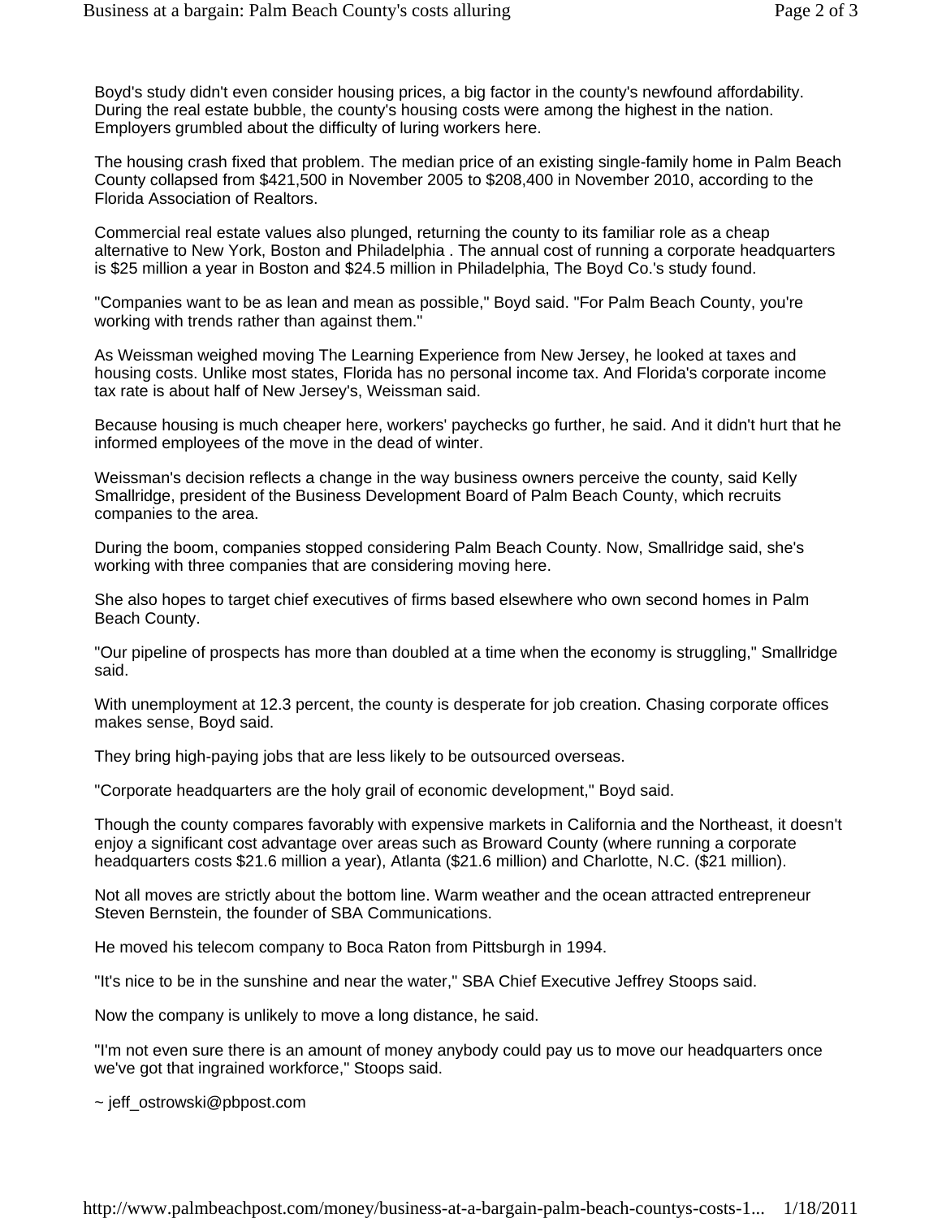Boyd's study didn't even consider housing prices, a big factor in the county's newfound affordability. During the real estate bubble, the county's housing costs were among the highest in the nation. Employers grumbled about the difficulty of luring workers here.

The housing crash fixed that problem. The median price of an existing single-family home in Palm Beach County collapsed from $421,500 in November 2005 to $208,400 in November 2010, according to the Florida Association of Realtors.

Commercial real estate values also plunged, returning the county to its familiar role as a cheap alternative to New York, Boston and Philadelphia . The annual cost of running a corporate headquarters is $25 million a year in Boston and $24.5 million in Philadelphia, The Boyd Co.'s study found.

"Companies want to be as lean and mean as possible," Boyd said. "For Palm Beach County, you're working with trends rather than against them."

As Weissman weighed moving The Learning Experience from New Jersey, he looked at taxes and housing costs. Unlike most states, Florida has no personal income tax. And Florida's corporate income tax rate is about half of New Jersey's, Weissman said.

Because housing is much cheaper here, workers' paychecks go further, he said. And it didn't hurt that he informed employees of the move in the dead of winter.

Weissman's decision reflects a change in the way business owners perceive the county, said Kelly Smallridge, president of the Business Development Board of Palm Beach County, which recruits companies to the area.

During the boom, companies stopped considering Palm Beach County. Now, Smallridge said, she's working with three companies that are considering moving here.

She also hopes to target chief executives of firms based elsewhere who own second homes in Palm Beach County.

"Our pipeline of prospects has more than doubled at a time when the economy is struggling," Smallridge said.

With unemployment at 12.3 percent, the county is desperate for job creation. Chasing corporate offices makes sense, Boyd said.

They bring high-paying jobs that are less likely to be outsourced overseas.

"Corporate headquarters are the holy grail of economic development," Boyd said.

Though the county compares favorably with expensive markets in California and the Northeast, it doesn't enjoy a significant cost advantage over areas such as Broward County (where running a corporate headquarters costs $21.6 million a year), Atlanta ($21.6 million) and Charlotte, N.C. ($21 million).

Not all moves are strictly about the bottom line. Warm weather and the ocean attracted entrepreneur Steven Bernstein, the founder of SBA Communications.

He moved his telecom company to Boca Raton from Pittsburgh in 1994.

"It's nice to be in the sunshine and near the water," SBA Chief Executive Jeffrey Stoops said.

Now the company is unlikely to move a long distance, he said.

"I'm not even sure there is an amount of money anybody could pay us to move our headquarters once we've got that ingrained workforce," Stoops said.

~ jeff_ostrowski@pbpost.com